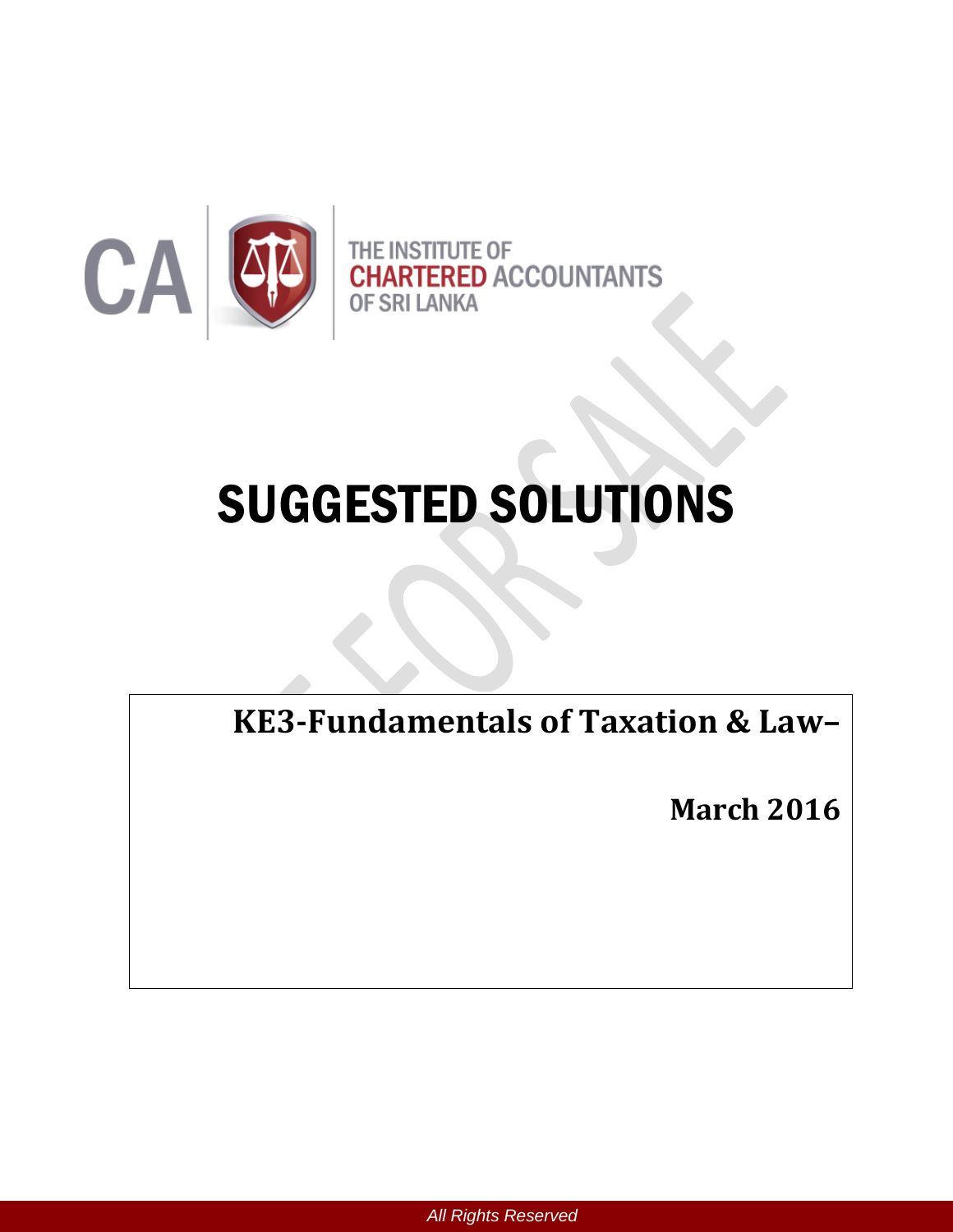CA

THE INSTITUTE OF
CHARTERED ACCOUNTANTS
OF SRI LANKA

# SUGGESTED SOLUTIONS

**KE3-Fundamentals of Taxation & Law–**

**March 2016**

*All Rights Reserved*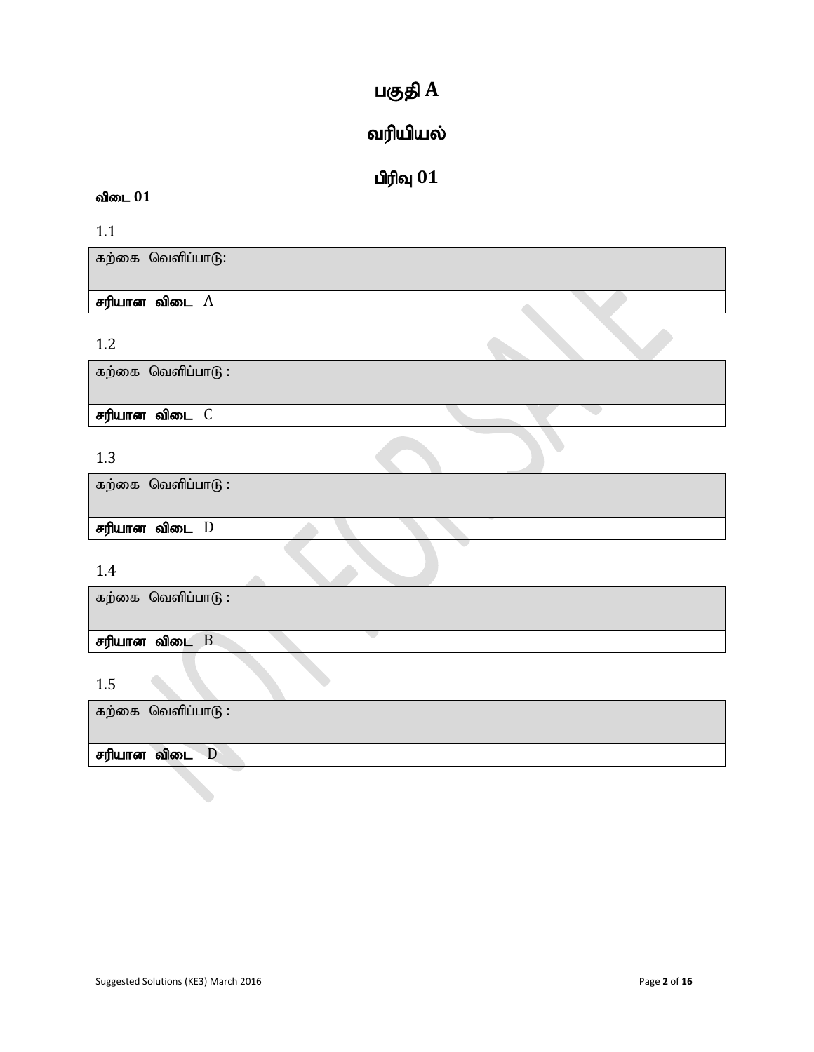# பகுதி A

# வரியியல்

## பிரிவு 01

**விடை 01**

1.1

| கற்கை வெளிப்பாடு: |
| --- |
| **சரியான விடை** A |

1.2

| கற்கை வெளிப்பாடு : |
| --- |
| **சரியான விடை** C |

1.3

| கற்கை வெளிப்பாடு : |
| --- |
| **சரியான விடை** D |

1.4

| கற்கை வெளிப்பாடு : |
| --- |
| **சரியான விடை** B |

1.5

| கற்கை வெளிப்பாடு : |
| --- |
| **சரியான விடை** D |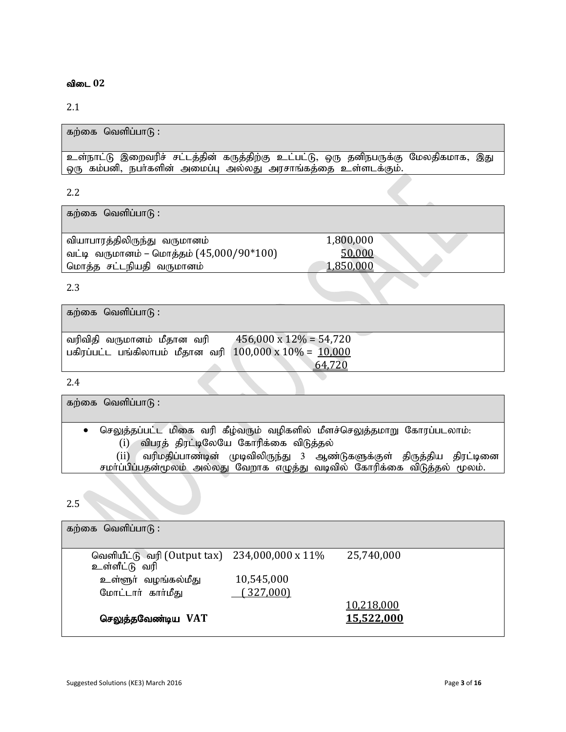**விடை 02**

2.1

| கற்கை வெளிப்பாடு : |
| --- |
| உள்நாட்டு இறைவரிச் சட்டத்தின் கருத்திற்கு உட்பட்டு, ஒரு தனிநபருக்கு மேலதிகமாக, இது ஒரு கம்பனி, நபர்களின் அமைப்பு அல்லது அரசாங்கத்தை உள்ளடக்கும். |

2.2

| கற்கை வெளிப்பாடு : | |
| --- | --- |
| வியாபாரத்திலிருந்து வருமானம் | 1,800,000 |
| வட்டி வருமானம் – மொத்தம் (45,000/90*100) | 50,000 |
| மொத்த சட்டநியதி வருமானம் | 1,850,000 |

2.3

| கற்கை வெளிப்பாடு : | |
| --- | --- |
| வரிவிதி வருமானம் மீதான வரி | 456,000 x 12% = 54,720 |
| பகிரப்பட்ட பங்கிலாபம் மீதான வரி | 100,000 x 10% = 10,000 |
| | 64,720 |

2.4

| கற்கை வெளிப்பாடு : |
| --- |
| • செலுத்தப்பட்ட மிகை வரி கீழ்வரும் வழிகளில் மீளச்செலுத்தமாறு கோரப்படலாம்: (i) விபரத் திரட்டிலேயே கோரிக்கை விடுத்தல் (ii) வரிமதிப்பாண்டின் முடிவிலிருந்து 3 ஆண்டுகளுக்குள் திருத்திய திரட்டினை சமர்ப்பிப்பதன்மூலம் அல்லது வேறாக எழுத்து வடிவில் கோரிக்கை விடுத்தல் மூலம். |

2.5

| கற்கை வெளிப்பாடு : | | |
| --- | --- | --- |
| வெளியீட்டு வரி (Output tax) | 234,000,000 x 11% | 25,740,000 |
| உள்ளீட்டு வரி | | |
| உள்ளூர் வழங்கல்மீது | 10,545,000 | |
| மோட்டார் கார்மீது | (327,000) | |
| | | 10,218,000 |
| **செலுத்தவேண்டிய VAT** | | **15,522,000** |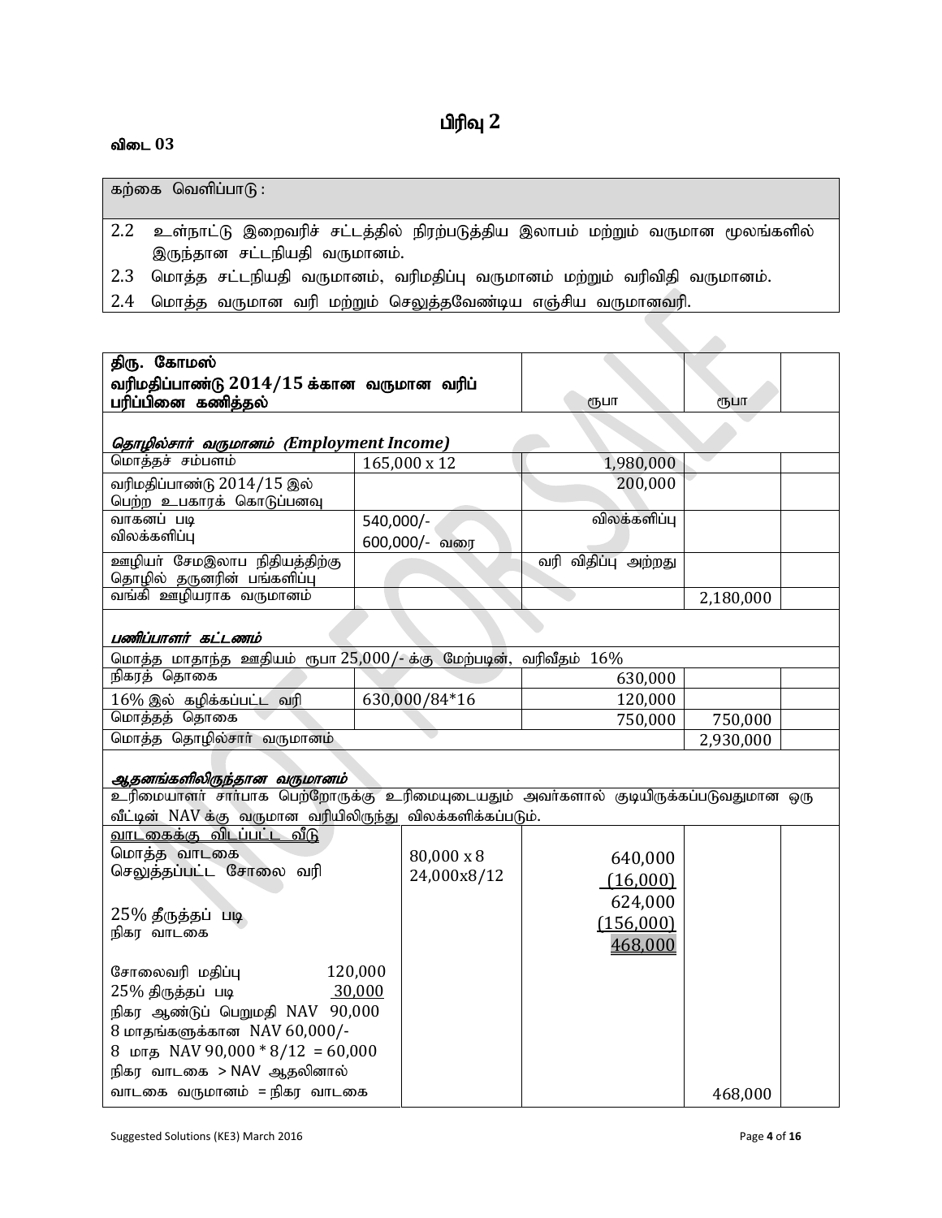# பிரிவு 2

**விடை 03**

| கற்கை வெளிப்பாடு : |
|---|
| 2.2 உள்நாட்டு இறைவரிச் சட்டத்தில் நிரற்படுத்திய இலாபம் மற்றும் வருமான மூலங்களில் இருந்தான சட்டநியதி வருமானம். |
| 2.3 மொத்த சட்டநியதி வருமானம், வரிமதிப்பு வருமானம் மற்றும் வரிவிதி வருமானம். |
| 2.4 மொத்த வருமான வரி மற்றும் செலுத்தவேண்டிய எஞ்சிய வருமானவரி. |

| **திரு. கோமஸ் வரிமதிப்பாண்டு 2014/15 க்கான வருமான வரிப் பரிப்பினை கணித்தல்** | | ரூபா | ரூபா | |
|---|---|---|---|---|
| ***தொழில்சார் வருமானம் (Employment Income)*** | | | | |
| மொத்தச் சம்பளம் | 165,000 x 12 | 1,980,000 | | |
| வரிமதிப்பாண்டு 2014/15 இல் பெற்ற உபகாரக் கொடுப்பனவு | | 200,000 | | |
| வாகனப் படி விலக்களிப்பு | 540,000/- 600,000/- வரை | விலக்களிப்பு | | |
| ஊழியர் சேமஇலாப நிதியத்திற்கு தொழில் தருனரின் பங்களிப்பு | | வரி விதிப்பு அற்றது | | |
| வங்கி ஊழியராக வருமானம் | | | 2,180,000 | |
| ***பணிப்பாளர் கட்டணம்*** | | | | |
| மொத்த மாதாந்த ஊதியம் ரூபா 25,000/- க்கு மேற்படின், வரிவீதம் 16% | | | | |
| நிகரத் தொகை | | 630,000 | | |
| 16% இல் கழிக்கப்பட்ட வரி | 630,000/84*16 | 120,000 | | |
| மொத்தத் தொகை | | 750,000 | 750,000 | |
| மொத்த தொழில்சார் வருமானம் | | | 2,930,000 | |
| ***ஆதனங்களிலிருந்தான வருமானம்*** | | | | |
| உரிமையாளர் சார்பாக பெற்றோருக்கு உரிமையுடையதும் அவர்களால் குடியிருக்கப்படுவதுமான ஒரு வீட்டின் NAV க்கு வருமான வரியிலிருந்து விலக்களிக்கப்படும். | | | | |
| <u>வாடகைக்கு விடப்பட்ட வீடு</u><br>மொத்த வாடகை<br>செலுத்தப்பட்ட சோலை வரி<br><br>25% தீருத்தப் படி<br>நிகர வாடகை<br><br>சோலைவரி மதிப்பு 120,000<br>25% திருத்தப் படி 30,000<br>நிகர ஆண்டுப் பெறுமதி NAV 90,000<br>8 மாதங்களுக்கான NAV 60,000/-<br>8 மாத NAV 90,000 * 8/12 = 60,000<br>நிகர வாடகை > NAV ஆதலினால்<br>வாடகை வருமானம் = நிகர வாடகை | 80,000 x 8<br>24,000x8/12 | 640,000<br>(16,000)<br>624,000<br>(156,000)<br>468,000 | 468,000 | |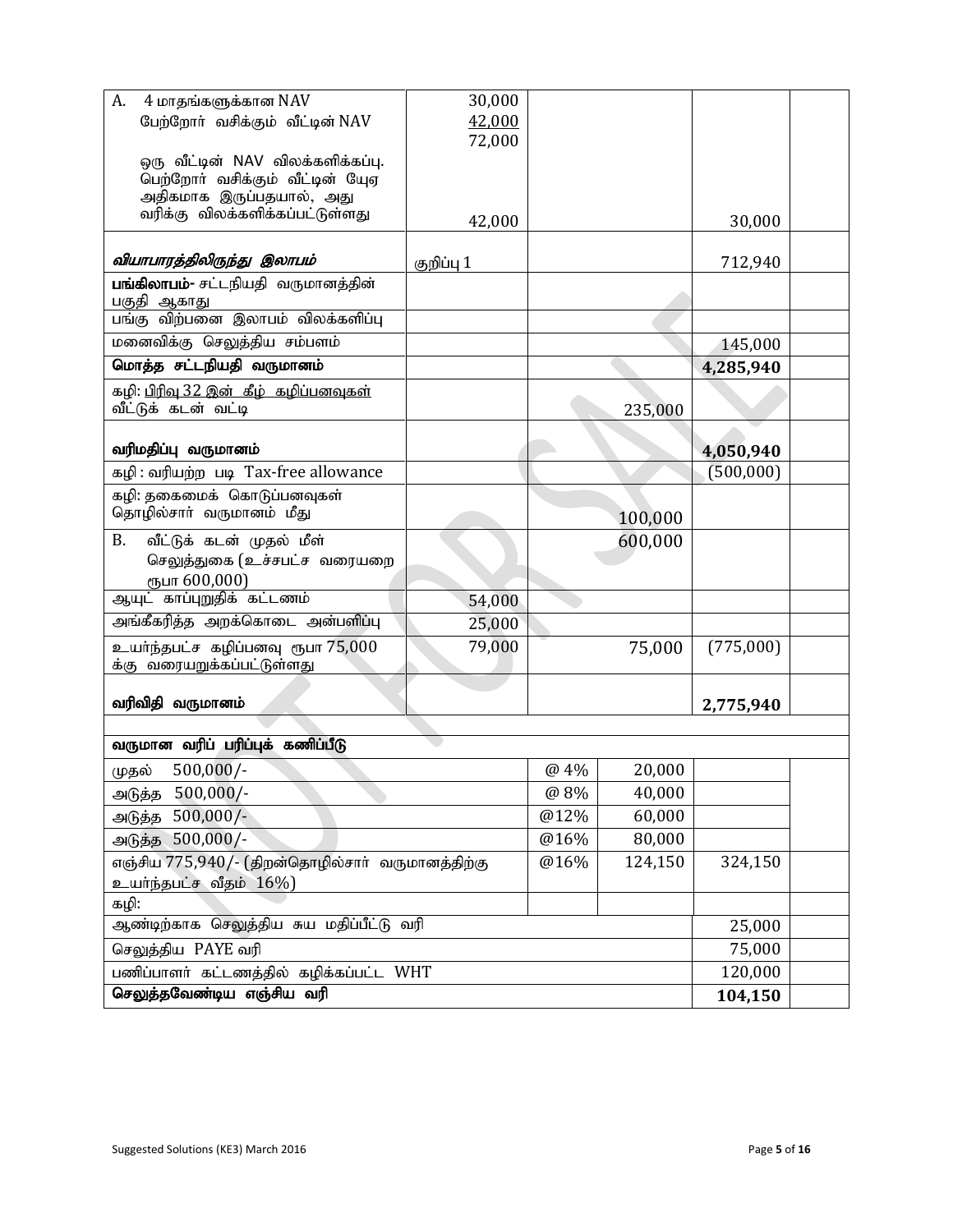| | | | | |
|---|---|---|---|---|
| A. 4 மாதங்களுக்கான NAV<br>பேற்றோர் வசிக்கும் வீட்டின் NAV | 30,000<br>42,000<br>72,000 | | | |
| ஒரு வீட்டின் NAV விலக்களிக்கப்பு. பெற்றோர் வசிக்கும் வீட்டின் யேஏ அதிகமாக இருப்பதயால், அது வரிக்கு விலக்களிக்கப்பட்டுள்ளது | 42,000 | | 30,000 | |
| ***வியாபாரத்திலிருந்து இலாபம்*** | குறிப்பு 1 | | 712,940 | |
| **பங்கிலாபம்-** சட்டநியதி வருமானத்தின் பகுதி ஆகாது | | | | |
| பங்கு விற்பனை இலாபம் விலக்களிப்பு | | | | |
| மனைவிக்கு செலுத்திய சம்பளம் | | | 145,000 | |
| **மொத்த சட்டநியதி வருமானம்** | | | **4,285,940** | |
| கழி: பிரிவு 32 இன் கீழ் கழிப்பனவுகள்<br>வீட்டுக் கடன் வட்டி | | 235,000 | | |
| **வரிமதிப்பு வருமானம்** | | | **4,050,940** | |
| கழி : வரியற்ற படி Tax-free allowance | | | (500,000) | |
| கழி: தகைமைக் கொடுப்பனவுகள்<br>தொழில்சார் வருமானம் மீது | | 100,000 | | |
| B. வீட்டுக் கடன் முதல் மீள் செலுத்துகை (உச்சபட்ச வரையறை ரூபா 600,000) | | 600,000 | | |
| ஆயுட் காப்புறுதிக் கட்டணம் | 54,000 | | | |
| அங்கீகரித்த அறக்கொடை அன்பளிப்பு | 25,000 | | | |
| உயர்ந்தபட்ச கழிப்பனவு ரூபா 75,000 க்கு வரையறுக்கப்பட்டுள்ளது | 79,000 | 75,000 | (775,000) | |
| **வரிவிதி வருமானம்** | | | **2,775,940** | |

| | | | | |
|---|---|---|---|---|
| **வருமான வரிப் பரிப்புக் கணிப்பீடு** | | | | |
| முதல் 500,000/- | @ 4% | 20,000 | | |
| அடுத்த 500,000/- | @ 8% | 40,000 | | |
| அடுத்த 500,000/- | @12% | 60,000 | | |
| அடுத்த 500,000/- | @16% | 80,000 | | |
| எஞ்சிய 775,940/- (திறன்தொழில்சார் வருமானத்திற்கு உயர்ந்தபட்ச வீதம் 16%) | @16% | 124,150 | 324,150 | |
| கழி: | | | | |
| ஆண்டிற்காக செலுத்திய சுய மதிப்பீட்டு வரி | | | 25,000 | |
| செலுத்திய PAYE வரி | | | 75,000 | |
| பணிப்பாளர் கட்டணத்தில் கழிக்கப்பட்ட WHT | | | 120,000 | |
| **செலுத்தவேண்டிய எஞ்சிய வரி** | | | **104,150** | |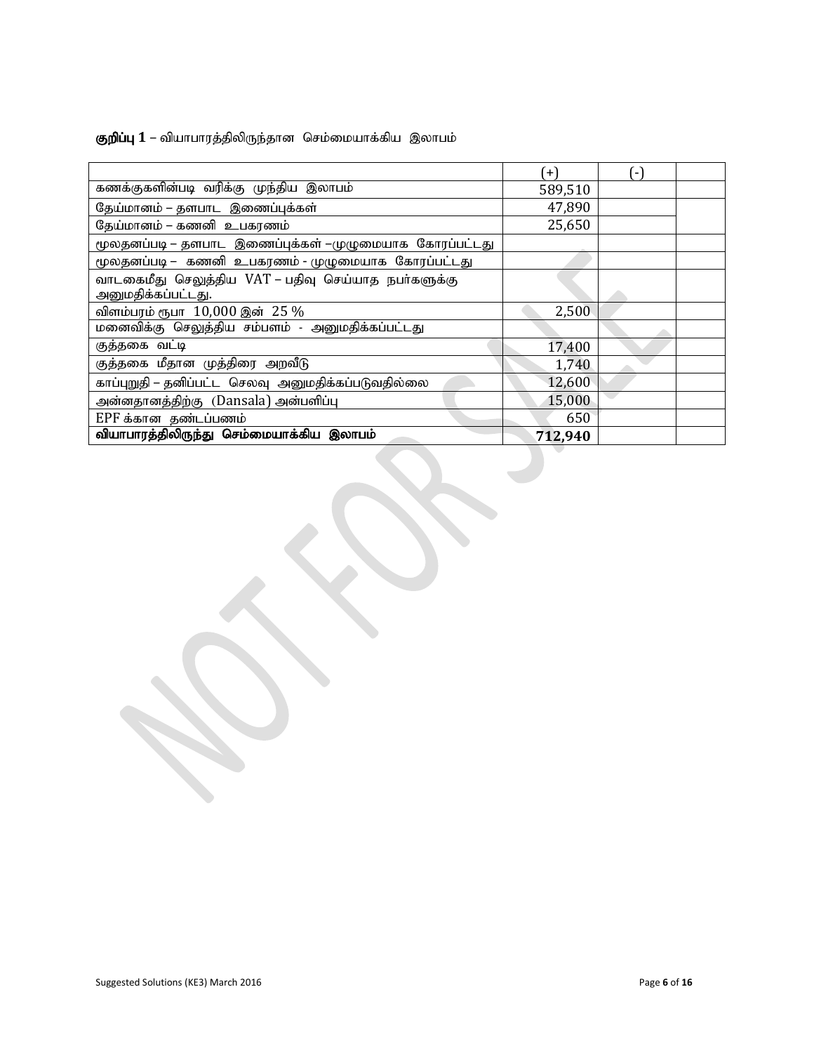**குறிப்பு 1** – வியாபாரத்திலிருந்தான செம்மையாக்கிய இலாபம்

| | (+) | (-) | |
|---|---|---|---|
| கணக்குகளின்படி வரிக்கு முந்திய இலாபம் | 589,510 | | |
| தேய்மானம் – தளபாட இணைப்புக்கள் | 47,890 | | |
| தேய்மானம் – கணனி உபகரணம் | 25,650 | | |
| மூலதனப்படி – தளபாட இணைப்புக்கள் –முழுமையாக கோரப்பட்டது | | | |
| மூலதனப்படி – கணனி உபகரணம் - முழுமையாக கோரப்பட்டது | | | |
| வாடகைமீது செலுத்திய VAT – பதிவு செய்யாத நபர்களுக்கு அனுமதிக்கப்பட்டது. | | | |
| விளம்பரம் ரூபா 10,000 இன் 25 % | 2,500 | | |
| மனைவிக்கு செலுத்திய சம்பளம் - அனுமதிக்கப்பட்டது | | | |
| குத்தகை வட்டி | 17,400 | | |
| குத்தகை மீதான முத்திரை அறவீடு | 1,740 | | |
| காப்புறுதி – தனிப்பட்ட செலவு அனுமதிக்கப்படுவதில்லை | 12,600 | | |
| அன்னதானத்திற்கு (Dansala) அன்பளிப்பு | 15,000 | | |
| EPF க்கான தண்டப்பணம் | 650 | | |
| **வியாபாரத்திலிருந்து செம்மையாக்கிய இலாபம்** | **712,940** | | |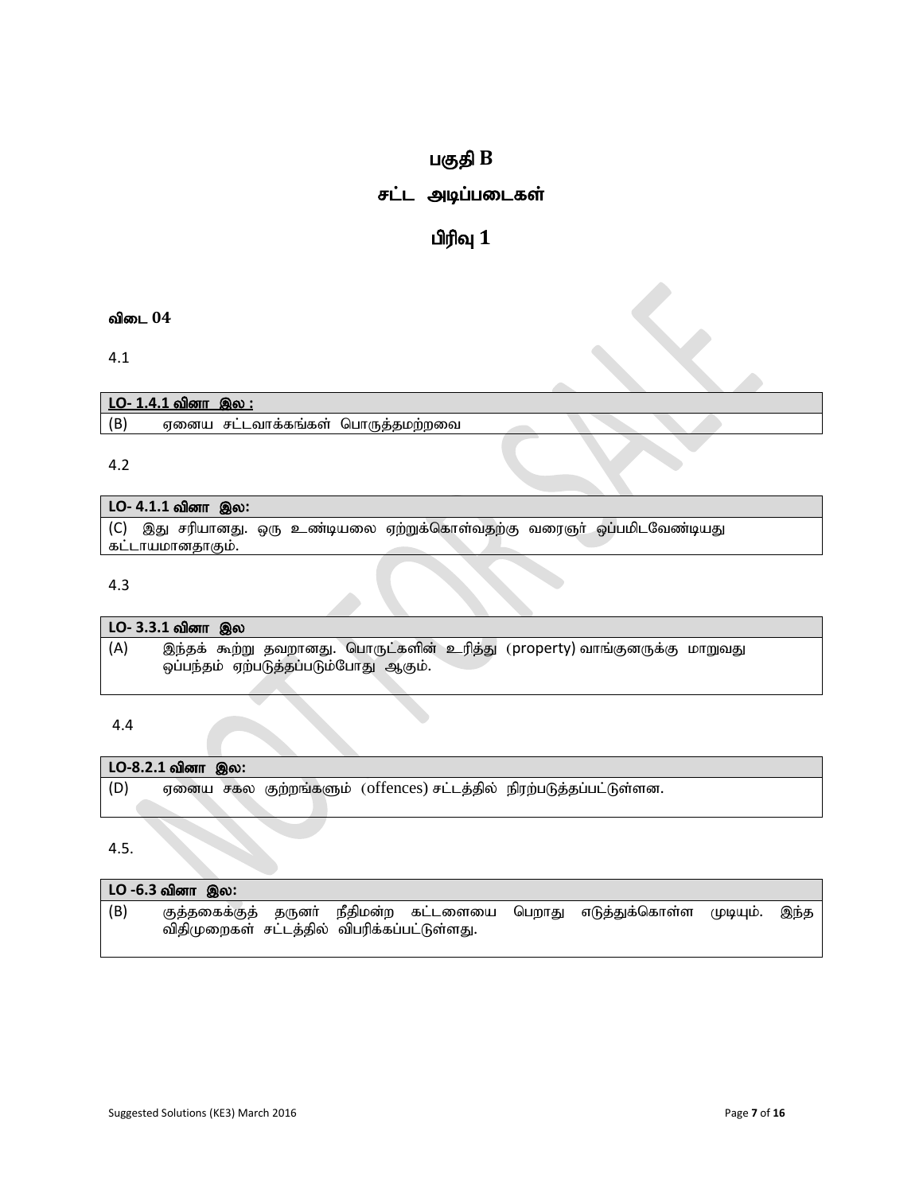# பகுதி B

## சட்ட அடிப்படைகள்

## பிரிவு 1

**விடை 04**

4.1

| **LO- 1.4.1 வினா இல :** | |
|---|---|
| (B) | ஏனைய சட்டவாக்கங்கள் பொருத்தமற்றவை |

4.2

| **LO- 4.1.1 வினா இல:** |
|---|
| (C) இது சரியானது. ஒரு உண்டியலை ஏற்றுக்கொள்வதற்கு வரைஞர் ஒப்பமிடவேண்டியது கட்டாயமானதாகும். |

4.3

| **LO- 3.3.1 வினா இல** | |
|---|---|
| (A) | இந்தக் கூற்று தவறானது. பொருட்களின் உரித்து (property) வாங்குனருக்கு மாறுவது ஒப்பந்தம் ஏற்படுத்தப்படும்போது ஆகும். |

4.4

| **LO-8.2.1 வினா இல:** | |
|---|---|
| (D) | ஏனைய சகல குற்றங்களும் (offences) சட்டத்தில் நிரற்படுத்தப்பட்டுள்ளன. |

4.5.

| **LO -6.3 வினா இல:** | |
|---|---|
| (B) | குத்தகைக்குத் தருனர் நீதிமன்ற கட்டளையை பெறாது எடுத்துக்கொள்ள முடியும். இந்த விதிமுறைகள் சட்டத்தில் விபரிக்கப்பட்டுள்ளது. |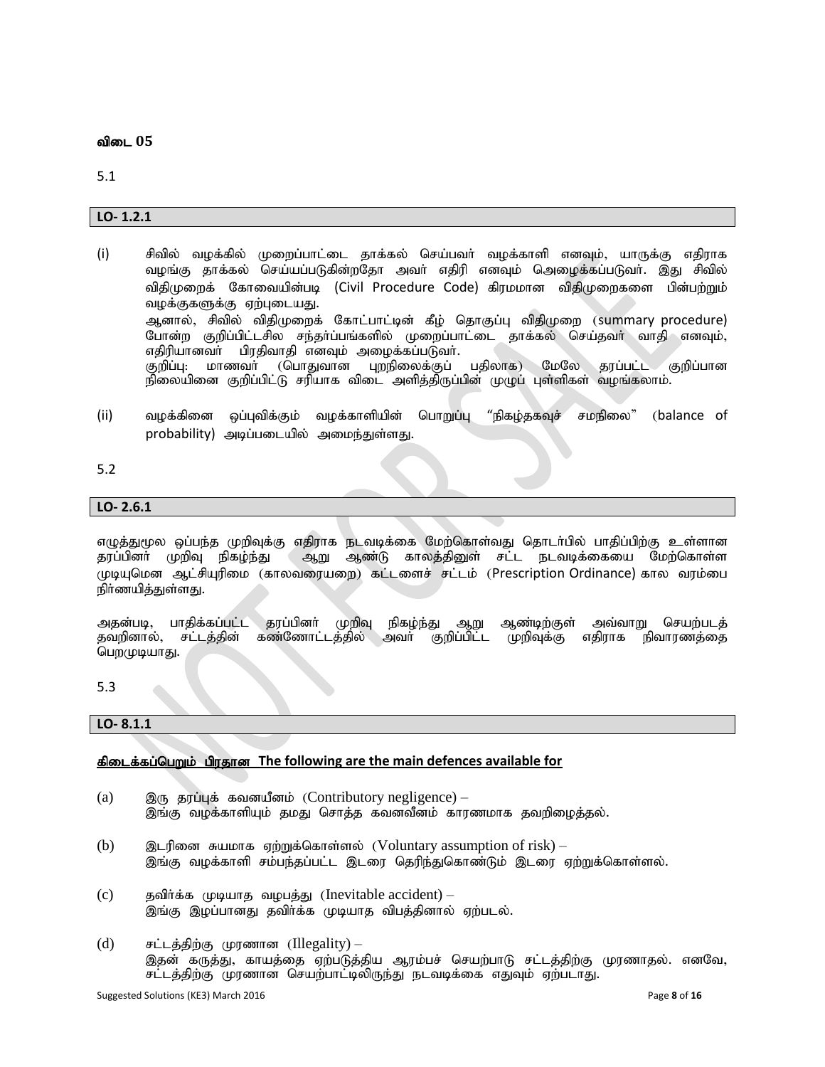**விடை 05**

5.1

**LO- 1.2.1**

(i) சிவில் வழக்கில் முறைப்பாட்டை தாக்கல் செய்பவர் வழக்காளி எனவும், யாருக்கு எதிராக வழங்கு தாக்கல் செய்யப்படுகின்றதோ அவர் எதிரி எனவும் அழைக்கப்படுவர். இது சிவில் விதிமுறைக் கோவையின்படி (Civil Procedure Code) கிரமமான விதிமுறைகளை பின்பற்றும் வழக்குகளுக்கு ஏற்புடையது.
ஆனால், சிவில் விதிமுறைக் கோட்பாட்டின் கீழ் தொகுப்பு விதிமுறை (summary procedure) போன்ற குறிப்பிட்டசில சந்தர்ப்பங்களில் முறைப்பாட்டை தாக்கல் செய்தவர் வாதி எனவும், எதிரியானவர் பிரதிவாதி எனவும் அழைக்கப்படுவர்.
குறிப்பு: மாணவர் (பொதுவான புறநிலைக்குப் பதிலாக) மேலே தரப்பட்ட குறிப்பான நிலையினை குறிப்பிட்டு சரியாக விடை அளித்திருப்பின் முழுப் புள்ளிகள் வழங்கலாம்.

(ii) வழக்கினை ஒப்புவிக்கும் வழக்காளியின் பொறுப்பு "நிகழ்தகவுச் சமநிலை" (balance of probability) அடிப்படையில் அமைந்துள்ளது.

5.2

**LO- 2.6.1**

எழுத்துமூல ஒப்பந்த முறிவுக்கு எதிராக நடவடிக்கை மேற்கொள்வது தொடர்பில் பாதிப்பிற்கு உள்ளான தரப்பினர் முறிவு நிகழ்ந்து ஆறு ஆண்டு காலத்தினுள் சட்ட நடவடிக்கையை மேற்கொள்ள முடியுமென ஆட்சியுரிமை (காலவரையறை) கட்டளைச் சட்டம் (Prescription Ordinance) கால வரம்பை நிர்ணயித்துள்ளது.

அதன்படி, பாதிக்கப்பட்ட தரப்பினர் முறிவு நிகழ்ந்து ஆறு ஆண்டிற்குள் அவ்வாறு செயற்படத் தவறினால், சட்டத்தின் கண்ணோட்டத்தில் அவர் குறிப்பிட்ட முறிவுக்கு எதிராக நிவாரணத்தை பெறமுடியாது.

5.3

**LO- 8.1.1**

**<u>கிடைக்கப்பெறும் பிரதான The following are the main defences available for</u>**

(a) இரு தரப்புக் கவனயீனம் (Contributory negligence) –
இங்கு வழக்காளியும் தமது சொந்த கவனவீனம் காரணமாக தவறிழைத்தல்.

(b) இடரினை சுயமாக ஏற்றுக்கொள்ளல் (Voluntary assumption of risk) –
இங்கு வழக்காளி சம்பந்தப்பட்ட இடரை தெரிந்துகொண்டும் இடரை ஏற்றுக்கொள்ளல்.

(c) தவிர்க்க முடியாத வழபத்து (Inevitable accident) –
இங்கு இழப்பானது தவிர்க்க முடியாத விபத்தினால் ஏற்படல்.

(d) சட்டத்திற்கு முரணான (Illegality) –
இதன் கருத்து, காயத்தை ஏற்படுத்திய ஆரம்பச் செயற்பாடு சட்டத்திற்கு முரணாதல். எனவே, சட்டத்திற்கு முரணான செயற்பாட்டிலிருந்து நடவடிக்கை எதுவும் ஏற்படாது.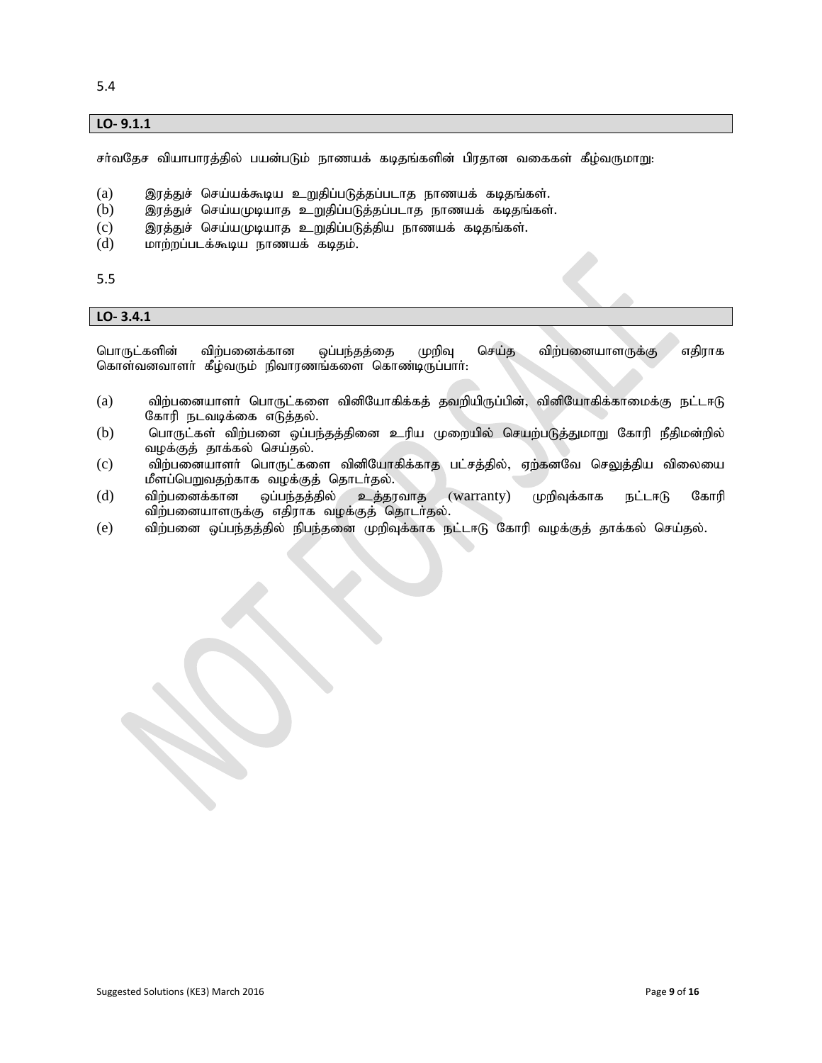5.4

**LO- 9.1.1**

சர்வதேச வியாபாரத்தில் பயன்படும் நாணயக் கடிதங்களின் பிரதான வகைகள் கீழ்வருமாறு:

(a) இரத்துச் செய்யக்கூடிய உறுதிப்படுத்தப்படாத நாணயக் கடிதங்கள்.
(b) இரத்துச் செய்யமுடியாத உறுதிப்படுத்தப்படாத நாணயக் கடிதங்கள்.
(c) இரத்துச் செய்யமுடியாத உறுதிப்படுத்திய நாணயக் கடிதங்கள்.
(d) மாற்றப்படக்கூடிய நாணயக் கடிதம்.

5.5

**LO- 3.4.1**

பொருட்களின் விற்பனைக்கான ஒப்பந்தத்தை முறிவு செய்த விற்பனையாளருக்கு எதிராக கொள்வனவாளர் கீழ்வரும் நிவாரணங்களை கொண்டிருப்பார்:

(a) விற்பனையாளர் பொருட்களை வினியோகிக்கத் தவறியிருப்பின், வினியோகிக்காமைக்கு நட்டஈடு கோரி நடவடிக்கை எடுத்தல்.
(b) பொருட்கள் விற்பனை ஒப்பந்தத்தினை உரிய முறையில் செயற்படுத்துமாறு கோரி நீதிமன்றில் வழக்குத் தாக்கல் செய்தல்.
(c) விற்பனையாளர் பொருட்களை வினியோகிக்காத பட்சத்தில், ஏற்கனவே செலுத்திய விலையை மீளப்பெறுவதற்காக வழக்குத் தொடர்தல்.
(d) விற்பனைக்கான ஒப்பந்தத்தில் உத்தரவாத (warranty) முறிவுக்காக நட்டஈடு கோரி விற்பனையாளருக்கு எதிராக வழக்குத் தொடர்தல்.
(e) விற்பனை ஒப்பந்தத்தில் நிபந்தனை முறிவுக்காக நட்டஈடு கோரி வழக்குத் தாக்கல் செய்தல்.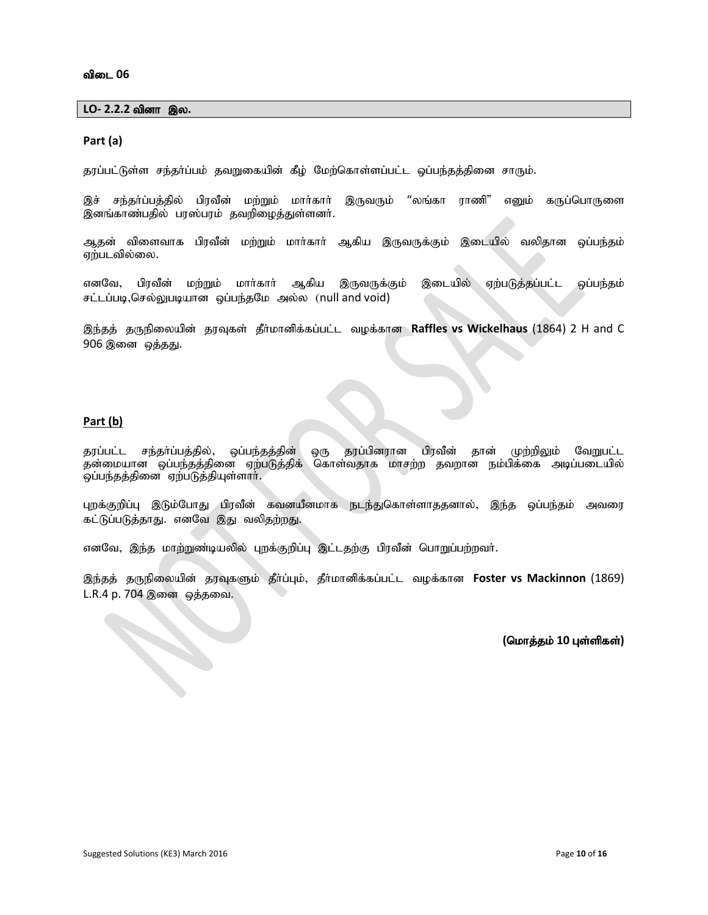**விடை 06**

**LO- 2.2.2 வினா இல.**

**Part (a)**

தரப்பட்டுள்ள சந்தர்ப்பம் தவறுகையின் கீழ் மேற்கொள்ளப்பட்ட ஒப்பந்தத்தினை சாரும்.

இச் சந்தர்ப்பத்தில் பிரவீன் மற்றும் மார்கார் இருவரும் "லங்கா ராணி" எனும் கருப்பொருளை இனங்காண்பதில் பரஸ்பரம் தவறிழைத்துள்ளனர்.

ஆதன் விளைவாக பிரவீன் மற்றும் மார்கார் ஆகிய இருவருக்கும் இடையில் வலிதான ஒப்பந்தம் ஏற்படவில்லை.

எனவே, பிரவீன் மற்றும் மார்கார் ஆகிய இருவருக்கும் இடையில் ஏற்படுத்தப்பட்ட ஒப்பந்தம் சட்டப்படி,செல்லுபடியான ஒப்பந்தமே அல்ல (null and void)

இந்தத் தருநிலையின் தரவுகள் தீர்மானிக்கப்பட்ட வழக்கான **Raffles vs Wickelhaus** (1864) 2 H and C 906 இனை ஒத்தது.

**Part (b)**

தரப்பட்ட சந்தர்ப்பத்தில், ஒப்பந்தத்தின் ஒரு தரப்பினரான பிரவீன் தான் முற்றிலும் வேறுபட்ட தன்மையான ஒப்பந்தத்தினை ஏற்படுத்திக் கொள்வதாக மாசற்ற தவறான நம்பிக்கை அடிப்படையில் ஒப்பந்தத்தினை ஏற்படுத்தியுள்ளார்.

புறக்குறிப்பு இடும்போது பிரவீன் கவனயீனமாக நடந்துகொள்ளாததனால், இந்த ஒப்பந்தம் அவரை கட்டுப்படுத்தாது. எனவே இது வலிதற்றது.

எனவே, இந்த மாற்றுண்டியலில் புறக்குறிப்பு இட்டதற்கு பிரவீன் பொறுப்பற்றவர்.

இந்தத் தருநிலையின் தரவுகளும் தீர்ப்பும், தீர்மானிக்கப்பட்ட வழக்கான **Foster vs Mackinnon** (1869) L.R.4 p. 704 இனை ஒத்தவை.

**(மொத்தம் 10 புள்ளிகள்)**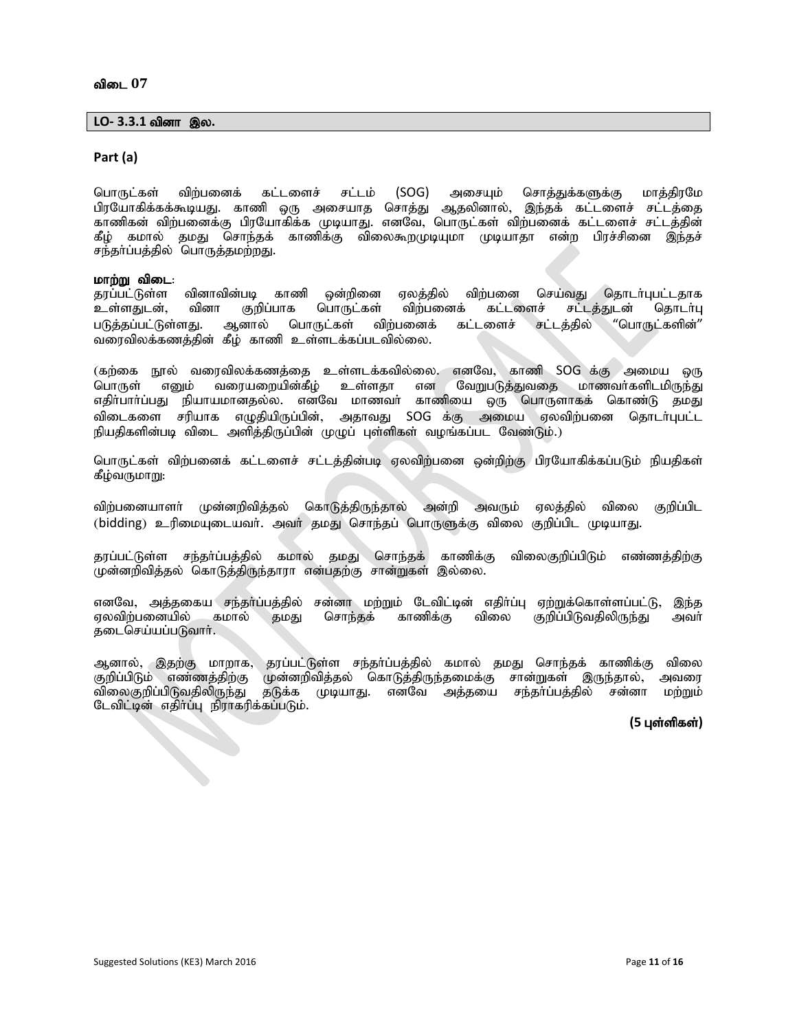**விடை 07**

**LO- 3.3.1 வினா இல.**

**Part (a)**

பொருட்கள் விற்பனைக் கட்டளைச் சட்டம் (SOG) அசையும் சொத்துக்களுக்கு மாத்திரமே பிரயோகிக்கக்கூடியது. காணி ஒரு அசையாத சொத்து ஆதலினால், இந்தக் கட்டளைச் சட்டத்தை காணிகள் விற்பனைக்கு பிரயோகிக்க முடியாது. எனவே, பொருட்கள் விற்பனைக் கட்டளைச் சட்டத்தின் கீழ் கமால் தமது சொந்தக் காணிக்கு விலைகூறமுடியுமா முடியாதா என்ற பிரச்சினை இந்தச் சந்தர்ப்பத்தில் பொருத்தமற்றது.

**மாற்று விடை:**
தரப்பட்டுள்ள வினாவின்படி காணி ஒன்றினை ஏலத்தில் விற்பனை செய்வது தொடர்புபட்டதாக உள்ளதுடன், வினா குறிப்பாக பொருட்கள் விற்பனைக் கட்டளைச் சட்டத்துடன் தொடர்பு படுத்தப்பட்டுள்ளது. ஆனால் பொருட்கள் விற்பனைக் கட்டளைச் சட்டத்தில் "பொருட்களின்" வரைவிலக்கணத்தின் கீழ் காணி உள்ளடக்கப்படவில்லை.

(கற்கை நூல் வரைவிலக்கணத்தை உள்ளடக்கவில்லை. எனவே, காணி SOG க்கு அமைய ஒரு பொருள் எனும் வரையறையின்கீழ் உள்ளதா என வேறுபடுத்துவதை மாணவர்களிடமிருந்து எதிர்பார்ப்பது நியாயமானதல்ல. எனவே மாணவர் காணியை ஒரு பொருளாகக் கொண்டு தமது விடைகளை சரியாக எழுதியிருப்பின், அதாவது SOG க்கு அமைய ஏலவிற்பனை தொடர்புபட்ட நியதிகளின்படி விடை அளித்திருப்பின் முழுப் புள்ளிகள் வழங்கப்பட வேண்டும்.)

பொருட்கள் விற்பனைக் கட்டளைச் சட்டத்தின்படி ஏலவிற்பனை ஒன்றிற்கு பிரயோகிக்கப்படும் நியதிகள் கீழ்வருமாறு:

விற்பனையாளர் முன்னறிவித்தல் கொடுத்திருந்தால் அன்றி அவரும் ஏலத்தில் விலை குறிப்பிட (bidding) உரிமையுடையவர். அவர் தமது சொந்தப் பொருளுக்கு விலை குறிப்பிட முடியாது.

தரப்பட்டுள்ள சந்தர்ப்பத்தில் கமால் தமது சொந்தக் காணிக்கு விலைகுறிப்பிடும் எண்ணத்திற்கு முன்னறிவித்தல் கொடுத்திருந்தாரா என்பதற்கு சான்றுகள் இல்லை.

எனவே, அத்தகைய சந்தர்ப்பத்தில் சன்னா மற்றும் டேவிட்டின் எதிர்ப்பு ஏற்றுக்கொள்ளப்பட்டு, இந்த ஏலவிற்பனையில் கமால் தமது சொந்தக் காணிக்கு விலை குறிப்பிடுவதிலிருந்து அவர் தடைசெய்யப்படுவார்.

ஆனால், இதற்கு மாறாக, தரப்பட்டுள்ள சந்தர்ப்பத்தில் கமால் தமது சொந்தக் காணிக்கு விலை குறிப்பிடும் எண்ணத்திற்கு முன்னறிவித்தல் கொடுத்திருந்தமைக்கு சான்றுகள் இருந்தால், அவரை விலைகுறிப்பிடுவதிலிருந்து தடுக்க முடியாது. எனவே அத்தயை சந்தர்ப்பத்தில் சன்னா மற்றும் டேவிட்டின் எதிர்ப்பு நிராகரிக்கப்படும்.

**(5 புள்ளிகள்)**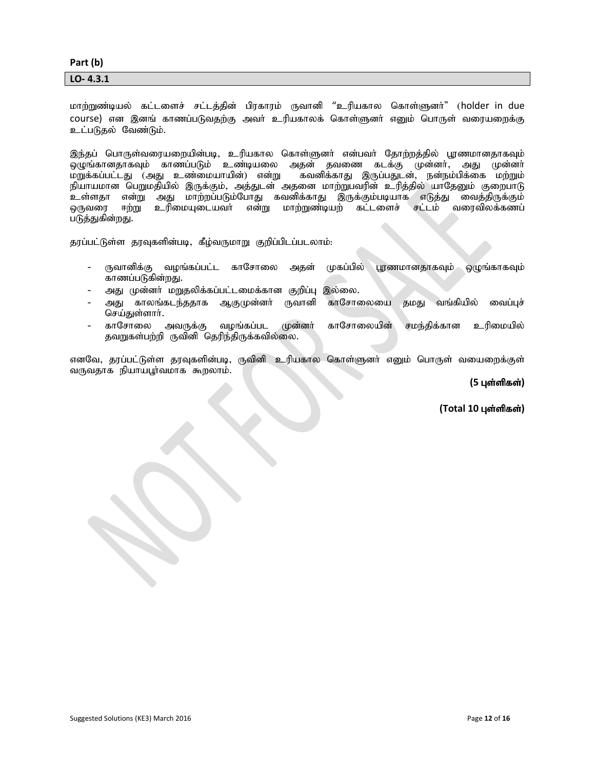**Part (b)**

**LO- 4.3.1**

மாற்றுண்டியல் கட்டளைச் சட்டத்தின் பிரகாரம் ருவானி "உரியகால கொள்ளுனர்" (holder in due course) என இனங் காணப்படுவதற்கு அவர் உரியகாலக் கொள்ளுனர் எனும் பொருள் வரையறைக்கு உட்படுதல் வேண்டும்.

இந்தப் பொருள்வரையறையின்படி, உரியகால கொள்ளுனர் என்பவர் தோற்றத்தில் பூரணமானதாகவும் ஒழுங்கானதாகவும் காணப்படும் உண்டியலை அதன் தவணை கடக்கு முன்னர், அது முன்னர் மறுக்கப்பட்டது (அது உண்மையாயின்) என்று கவனிக்காது இருப்பதுடன், நன்நம்பிக்கை மற்றும் நியாயமான பெறுமதியில் இருக்கும், அத்துடன் அதனை மாற்றுபவரின் உரித்தில் யாதேனும் குறைபாடு உள்ளதா என்று அது மாற்றப்படும்போது கவனிக்காது இருக்கும்படியாக எடுத்து வைத்திருக்கும் ஒருவரை ஈற்று உரிமையுடையவர் என்று மாற்றுண்டியற் கட்டளைச் சட்டம் வரைவிலக்கணப் படுத்துகின்றது.

தரப்பட்டுள்ள தரவுகளின்படி, கீழ்வருமாறு குறிப்பிடப்படலாம்:

- ருவானிக்கு வழங்கப்பட்ட காசோலை அதன் முகப்பில் பூரணமானதாகவும் ஒழுங்காகவும் காணப்படுகின்றது.
- அது முன்னர் மறுதலிக்கப்பட்டமைக்கான குறிப்பு இல்லை.
- அது காலங்கடந்ததாக ஆகுமுன்னர் ருவானி காசோலையை தமது வங்கியில் வைப்புச் செய்துள்ளார்.
- காசோலை அவருக்கு வழங்கப்பட முன்னர் காசோலையின் சமந்திக்கான உரிமையில் தவறுகள்பற்றி ருவினி தெரிந்திருக்கவில்லை.

எனவே, தரப்பட்டுள்ள தரவுகளின்படி, ருவினி உரியகால கொள்ளுனர் எனும் பொருள் வயைறைக்குள் வருவதாக நியாயபூர்வமாக கூறலாம்.

**(5 புள்ளிகள்)**

**(Total 10 புள்ளிகள்)**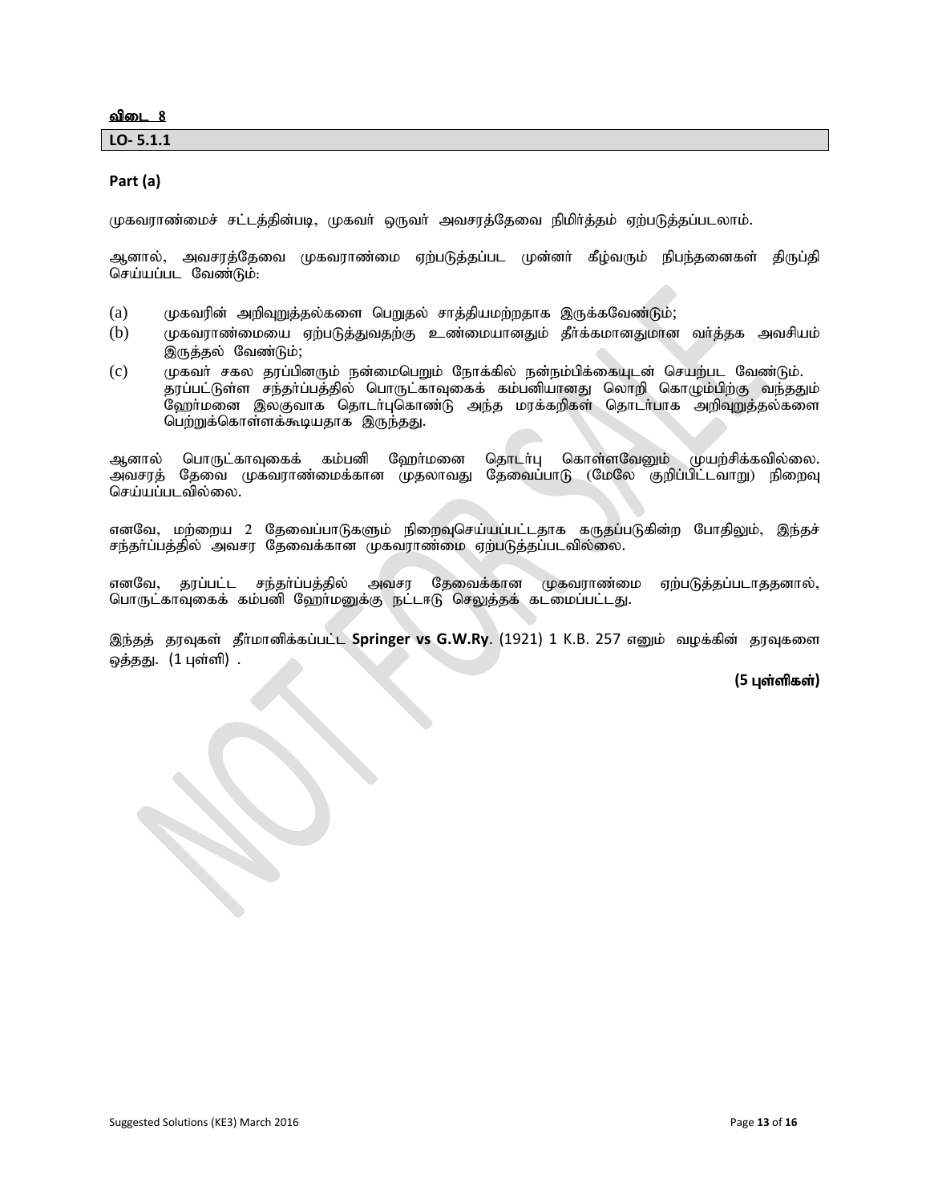**விடை 8**

**LO- 5.1.1**

**Part (a)**

முகவராண்மைச் சட்டத்தின்படி, முகவர் ஒருவர் அவசரத்தேவை நிமித்தம் ஏற்படுத்தப்படலாம்.

ஆனால், அவசரத்தேவை முகவராண்மை ஏற்படுத்தப்பட முன்னர் கீழ்வரும் நிபந்தனைகள் திருப்தி செய்யப்பட வேண்டும்:

(a) முகவரின் அறிவுறுத்தல்களை பெறுதல் சாத்தியமற்றதாக இருக்கவேண்டும்;

(b) முகவராண்மையை ஏற்படுத்துவதற்கு உண்மையானதும் தீர்க்கமானதுமான வர்த்தக அவசியம் இருத்தல் வேண்டும்;

(c) முகவர் சகல தரப்பினரும் நன்மைபெறும் நோக்கில் நன்நம்பிக்கையுடன் செயற்பட வேண்டும்.

தரப்பட்டுள்ள சந்தர்ப்பத்தில் பொருட்காவுகைக் கம்பனியானது லொறி கொழும்பிற்கு வந்ததும் ஹோர்மனை இலகுவாக தொடர்புகொண்டு அந்த மரக்கறிகள் தொடர்பாக அறிவுறுத்தல்களை பெற்றுக்கொள்ளக்கூடியதாக இருந்தது.

ஆனால் பொருட்காவுகைக் கம்பனி ஹோர்மனை தொடர்பு கொள்ளவேனும் முயற்சிக்கவில்லை. அவசரத் தேவை முகவராண்மைக்கான முதலாவது தேவைப்பாடு (மேலே குறிப்பிட்டவாறு) நிறைவு செய்யப்படவில்லை.

எனவே, மற்றைய 2 தேவைப்பாடுகளும் நிறைவுசெய்யப்பட்டதாக கருதப்படுகின்ற போதிலும், இந்தச் சந்தர்ப்பத்தில் அவசர தேவைக்கான முகவராண்மை ஏற்படுத்தப்படவில்லை.

எனவே, தரப்பட்ட சந்தர்ப்பத்தில் அவசர தேவைக்கான முகவராண்மை ஏற்படுத்தப்படாததனால், பொருட்காவுகைக் கம்பனி ஹோர்மனுக்கு நட்டஈடு செலுத்தக் கடமைப்பட்டது.

இந்தத் தரவுகள் தீர்மானிக்கப்பட்ட **Springer vs G.W.Ry**. (1921) 1 K.B. 257 எனும் வழக்கின் தரவுகளை ஒத்தது. (1 புள்ளி) .

**(5 புள்ளிகள்)**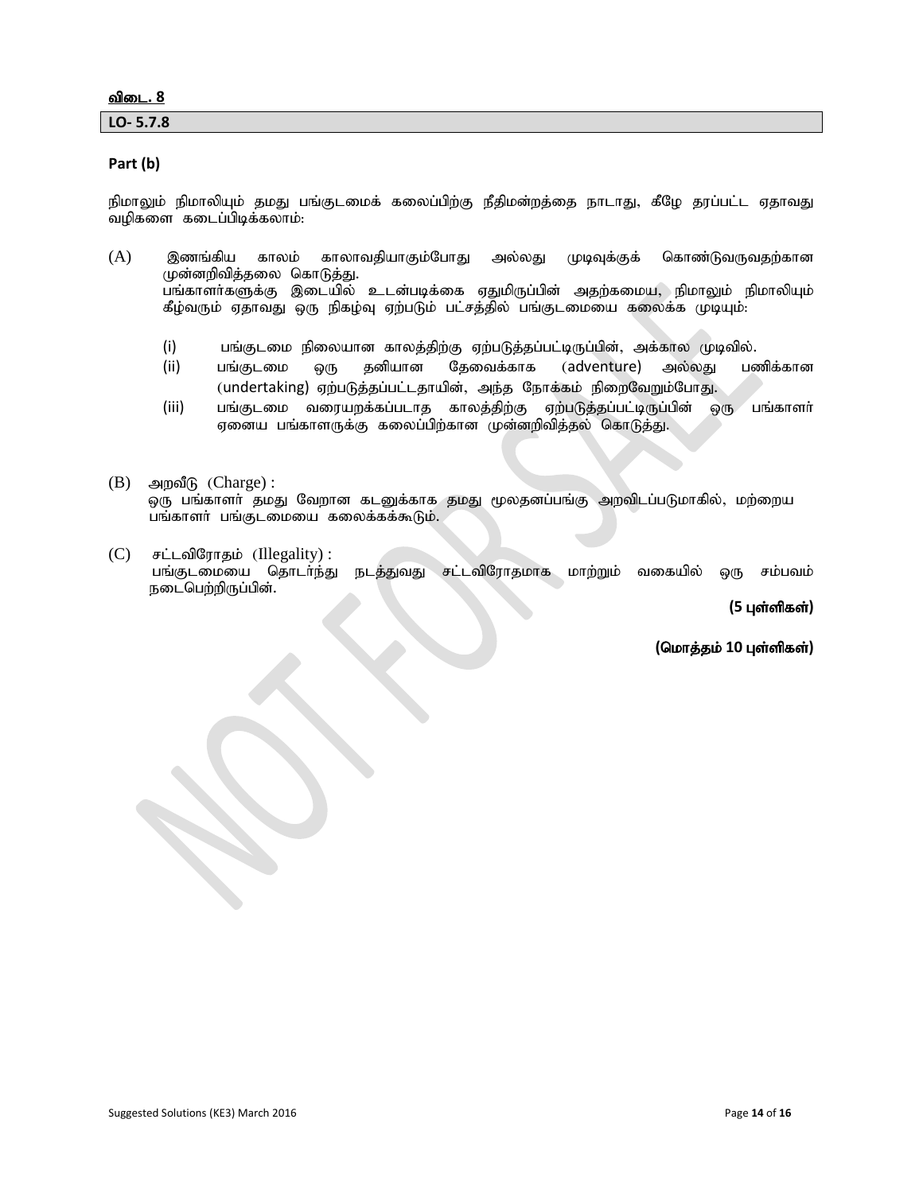**விடை. 8**

**LO- 5.7.8**

**Part (b)**

நிமாலும் நிமாலியும் தமது பங்குடமைக் கலைப்பிற்கு நீதிமன்றத்தை நாடாது, கீழே தரப்பட்ட ஏதாவது வழிகளை கடைப்பிடிக்கலாம்:

(A) இணங்கிய காலம் காலாவதியாகும்போது அல்லது முடிவுக்குக் கொண்டுவருவதற்கான முன்னறிவித்தலை கொடுத்து.
பங்காளர்களுக்கு இடையில் உடன்படிக்கை ஏதுமிருப்பின் அதற்கமைய, நிமாலும் நிமாலியும் கீழ்வரும் ஏதாவது ஒரு நிகழ்வு ஏற்படும் பட்சத்தில் பங்குடமையை கலைக்க முடியும்:

- (i) பங்குடமை நிலையான காலத்திற்கு ஏற்படுத்தப்பட்டிருப்பின், அக்கால முடிவில்.
- (ii) பங்குடமை ஒரு தனியான தேவைக்காக (adventure) அல்லது பணிக்கான (undertaking) ஏற்படுத்தப்பட்டதாயின், அந்த நோக்கம் நிறைவேறும்போது.
- (iii) பங்குடமை வரையறக்கப்படாத காலத்திற்கு ஏற்படுத்தப்பட்டிருப்பின் ஒரு பங்காளர் ஏனைய பங்காளருக்கு கலைப்பிற்கான முன்னறிவித்தல் கொடுத்து.

(B) அறவீடு (Charge) :
ஒரு பங்காளர் தமது வேறான கடனுக்காக தமது மூலதனப்பங்கு அறவிடப்படுமாகில், மற்றைய பங்காளர் பங்குடமையை கலைக்கக்கூடும்.

(C) சட்டவிரோதம் (Illegality) :
பங்குடமையை தொடர்ந்து நடத்துவது சட்டவிரோதமாக மாற்றும் வகையில் ஒரு சம்பவம் நடைபெற்றிருப்பின்.

**(5 புள்ளிகள்)**

**(மொத்தம் 10 புள்ளிகள்)**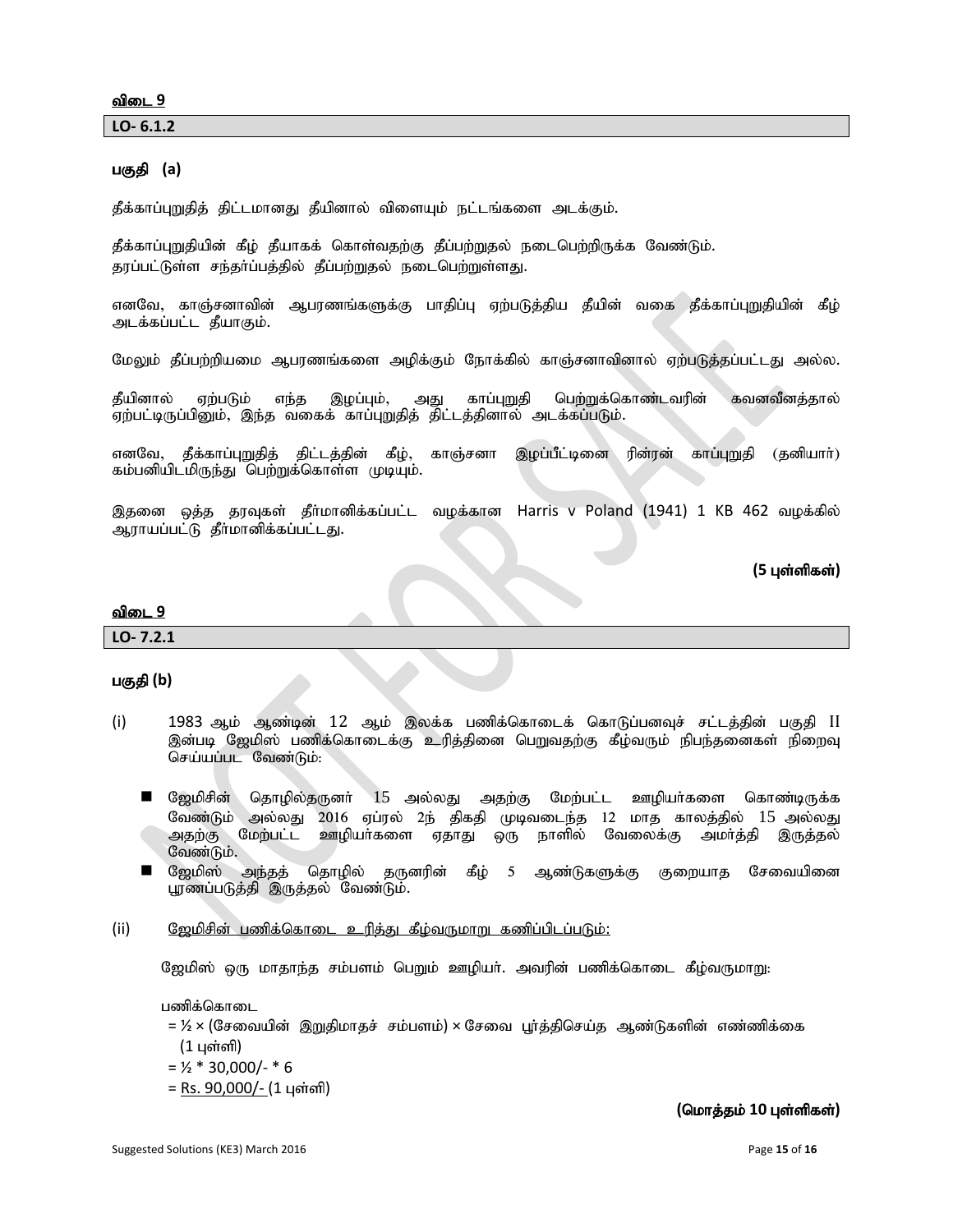**விடை 9**

**LO- 6.1.2**

### பகுதி (a)

தீக்காப்புறுதித் திட்டமானது தீயினால் விளையும் நட்டங்களை அடக்கும்.

தீக்காப்புறுதியின் கீழ் தீயாகக் கொள்வதற்கு தீப்பற்றுதல் நடைபெற்றிருக்க வேண்டும்.
தரப்பட்டுள்ள சந்தர்ப்பத்தில் தீப்பற்றுதல் நடைபெற்றுள்ளது.

எனவே, காஞ்சனாவின் ஆபரணங்களுக்கு பாதிப்பு ஏற்படுத்திய தீயின் வகை தீக்காப்புறுதியின் கீழ் அடக்கப்பட்ட தீயாகும்.

மேலும் தீப்பற்றியமை ஆபரணங்களை அழிக்கும் நோக்கில் காஞ்சனாவினால் ஏற்படுத்தப்பட்டது அல்ல.

தீயினால் ஏற்படும் எந்த இழப்பும், அது காப்புறுதி பெற்றுக்கொண்டவரின் கவனவீனத்தால் ஏற்பட்டிருப்பினும், இந்த வகைக் காப்புறுதித் திட்டத்தினால் அடக்கப்படும்.

எனவே, தீக்காப்புறுதித் திட்டத்தின் கீழ், காஞ்சனா இழப்பீட்டினை ரின்ரன் காப்புறுதி (தனியார்) கம்பனியிடமிருந்து பெற்றுக்கொள்ள முடியும்.

இதனை ஒத்த தரவுகள் தீர்மானிக்கப்பட்ட வழக்கான Harris v Poland (1941) 1 KB 462 வழக்கில் ஆராயப்பட்டு தீர்மானிக்கப்பட்டது.

**(5 புள்ளிகள்)**

**விடை 9**

**LO- 7.2.1**

### பகுதி (b)

(i) 1983 ஆம் ஆண்டின் 12 ஆம் இலக்க பணிக்கொடைக் கொடுப்பனவுச் சட்டத்தின் பகுதி II இன்படி ஜேமிஸ் பணிக்கொடைக்கு உரித்தினை பெறுவதற்கு கீழ்வரும் நிபந்தனைகள் நிறைவு செய்யப்பட வேண்டும்:

- ஜேமிசின் தொழில்தருனர் 15 அல்லது அதற்கு மேற்பட்ட ஊழியர்களை கொண்டிருக்க வேண்டும் அல்லது 2016 ஏப்ரல் 2ந் திகதி முடிவடைந்த 12 மாத காலத்தில் 15 அல்லது அதற்கு மேற்பட்ட ஊழியர்களை ஏதாது ஒரு நாளில் வேலைக்கு அமர்த்தி இருத்தல் வேண்டும்.
- ஜேமிஸ் அந்தத் தொழில் தருனரின் கீழ் 5 ஆண்டுகளுக்கு குறையாத சேவையினை பூரணப்படுத்தி இருத்தல் வேண்டும்.

(ii) ஜேமிசின் பணிக்கொடை உரித்து கீழ்வருமாறு கணிப்பிடப்படும்:

ஜேமிஸ் ஒரு மாதாந்த சம்பளம் பெறும் ஊழியர். அவரின் பணிக்கொடை கீழ்வருமாறு:

பணிக்கொடை
= ½ × (சேவையின் இறுதிமாதச் சம்பளம்) × சேவை பூர்த்திசெய்த ஆண்டுகளின் எண்ணிக்கை (1 புள்ளி)
= ½ * 30,000/- * 6
= Rs. 90,000/- (1 புள்ளி)

**(மொத்தம் 10 புள்ளிகள்)**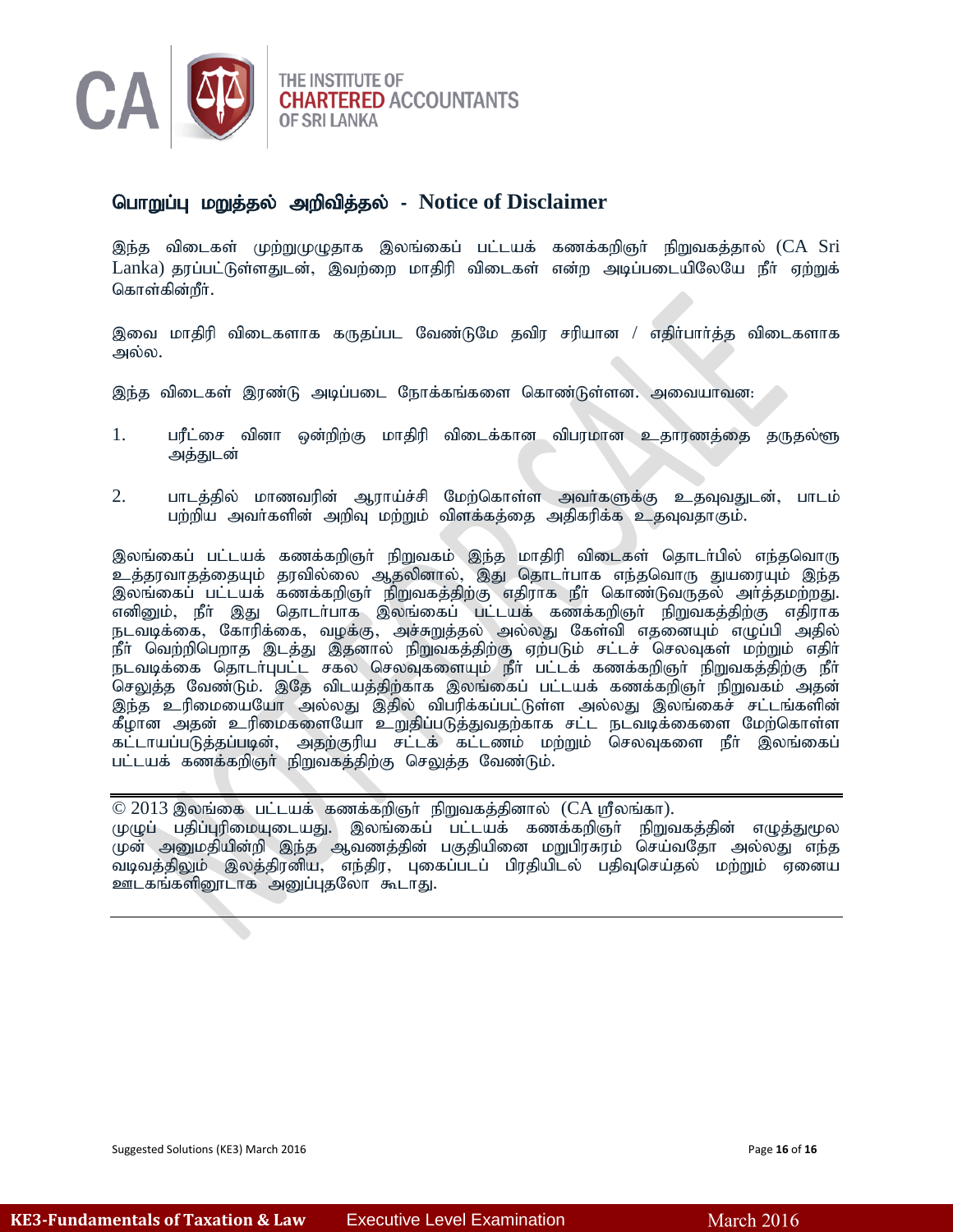## பொறுப்பு மறுத்தல் அறிவித்தல் - Notice of Disclaimer

இந்த விடைகள் முற்றுமுழுதாக இலங்கைப் பட்டயக் கணக்கறிஞர் நிறுவகத்தால் (CA Sri Lanka) தரப்பட்டுள்ளதுடன், இவற்றை மாதிரி விடைகள் என்ற அடிப்படையிலேயே நீர் ஏற்றுக் கொள்கின்றீர்.

இவை மாதிரி விடைகளாக கருதப்பட வேண்டுமே தவிர சரியான / எதிர்பார்த்த விடைகளாக அல்ல.

இந்த விடைகள் இரண்டு அடிப்படை நோக்கங்களை கொண்டுள்ளன. அவையாவன:

1. பரீட்சை வினா ஒன்றிற்கு மாதிரி விடைக்கான விபரமான உதாரணத்தை தருதல்ளு அத்துடன்

2. பாடத்தில் மாணவரின் ஆராய்ச்சி மேற்கொள்ள அவர்களுக்கு உதவுவதுடன், பாடம் பற்றிய அவர்களின் அறிவு மற்றும் விளக்கத்தை அதிகரிக்க உதவுவதாகும்.

இலங்கைப் பட்டயக் கணக்கறிஞர் நிறுவகம் இந்த மாதிரி விடைகள் தொடர்பில் எந்தவொரு உத்தரவாதத்தையும் தரவில்லை ஆதலினால், இது தொடர்பாக எந்தவொரு துயரையும் இந்த இலங்கைப் பட்டயக் கணக்கறிஞர் நிறுவகத்திற்கு எதிராக நீர் கொண்டுவருதல் அர்த்தமற்றது. எனினும், நீர் இது தொடர்பாக இலங்கைப் பட்டயக் கணக்கறிஞர் நிறுவகத்திற்கு எதிராக நடவடிக்கை, கோரிக்கை, வழக்கு, அச்சுறுத்தல் அல்லது கேள்வி எதனையும் எழுப்பி அதில் நீர் வெற்றிபெறாத இடத்து இதனால் நிறுவகத்திற்கு ஏற்படும் சட்டச் செலவுகள் மற்றும் எதிர் நடவடிக்கை தொடர்புபட்ட சகல செலவுகளையும் நீர் பட்டக் கணக்கறிஞர் நிறுவகத்திற்கு நீர் செலுத்த வேண்டும். இதே விடயத்திற்காக இலங்கைப் பட்டயக் கணக்கறிஞர் நிறுவகம் அதன் இந்த உரிமையையோ அல்லது இதில் விபரிக்கப்பட்டுள்ள அல்லது இலங்கைச் சட்டங்களின் கீழான அதன் உரிமைகளையோ உறுதிப்படுத்துவதற்காக சட்ட நடவடிக்கைளை மேற்கொள்ள கட்டாயப்படுத்தப்படின், அதற்குரிய சட்டக் கட்டணம் மற்றும் செலவுகளை நீர் இலங்கைப் பட்டயக் கணக்கறிஞர் நிறுவகத்திற்கு செலுத்த வேண்டும்.

---

© 2013 இலங்கை பட்டயக் கணக்கறிஞர் நிறுவகத்தினால் (CA ஸ்ரீலங்கா).
முழுப் பதிப்புரிமையுடையது. இலங்கைப் பட்டயக் கணக்கறிஞர் நிறுவகத்தின் எழுத்துமூல முன் அனுமதியின்றி இந்த ஆவணத்தின் பகுதியினை மறுபிரசுரம் செய்வதோ அல்லது எந்த வடிவத்திலும் இலத்திரனிய, எந்திர, புகைப்படப் பிரதியிடல் பதிவுசெய்தல் மற்றும் ஏனைய ஊடகங்களினூடாக அனுப்புதலோ கூடாது.

---